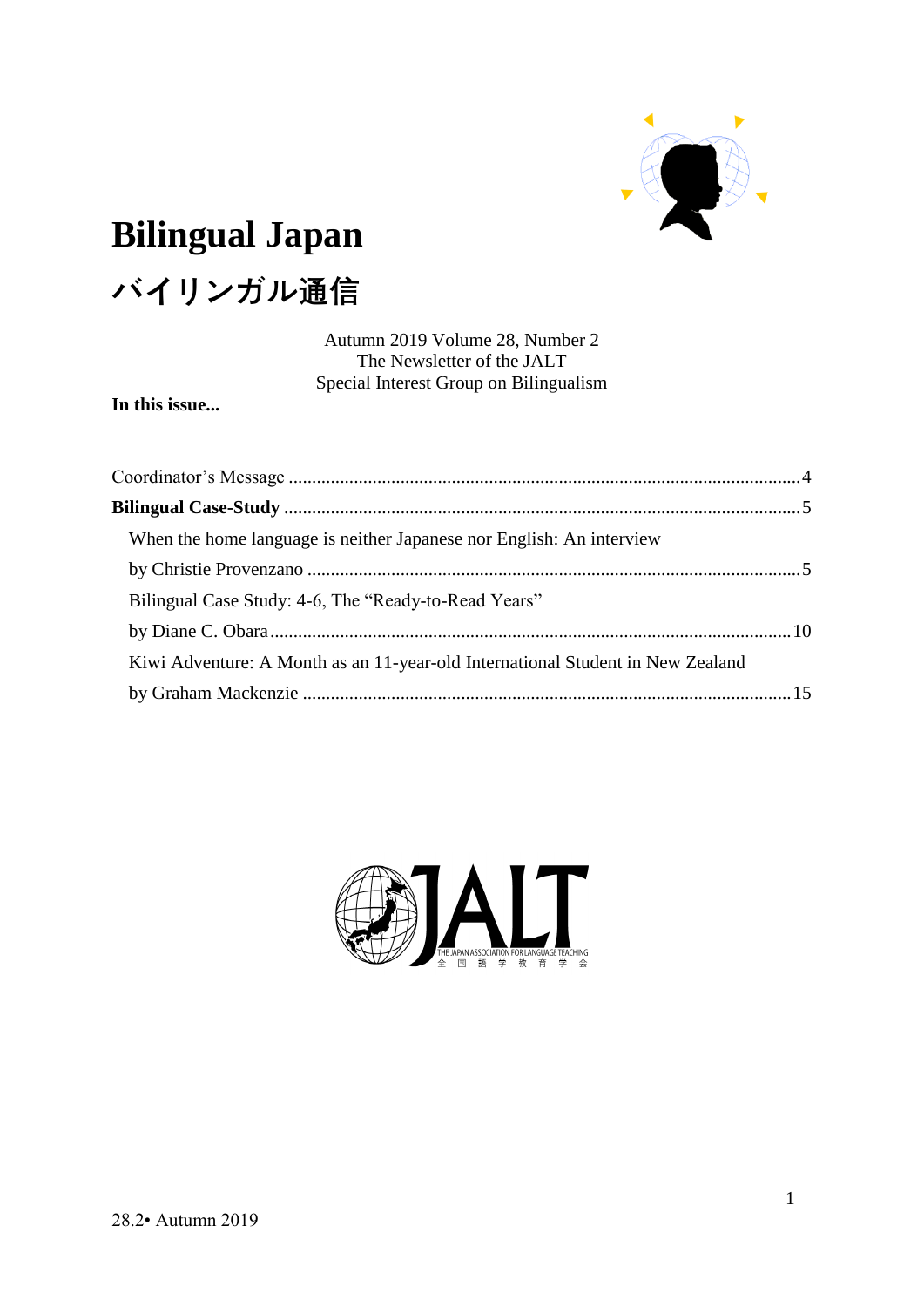# Bilingual Japan

# バイリンガル通信

Autumn 2019 Volume 28, Number 2
The Newsletter of the JALT
Special Interest Group on Bilingualism

**In this issue...**

Coordinator's Message ........................................................................................................4

**Bilingual Case-Study** ........................................................................................................5

When the home language is neither Japanese nor English: An interview
by Christie Provenzano ..................................................................................................5

Bilingual Case Study: 4-6, The "Ready-to-Read Years"
by Diane C. Obara ........................................................................................................10

Kiwi Adventure: A Month as an 11-year-old International Student in New Zealand
by Graham Mackenzie .................................................................................................15

THE JAPAN ASSOCIATION FOR LANGUAGE TEACHING
全国語学教育学会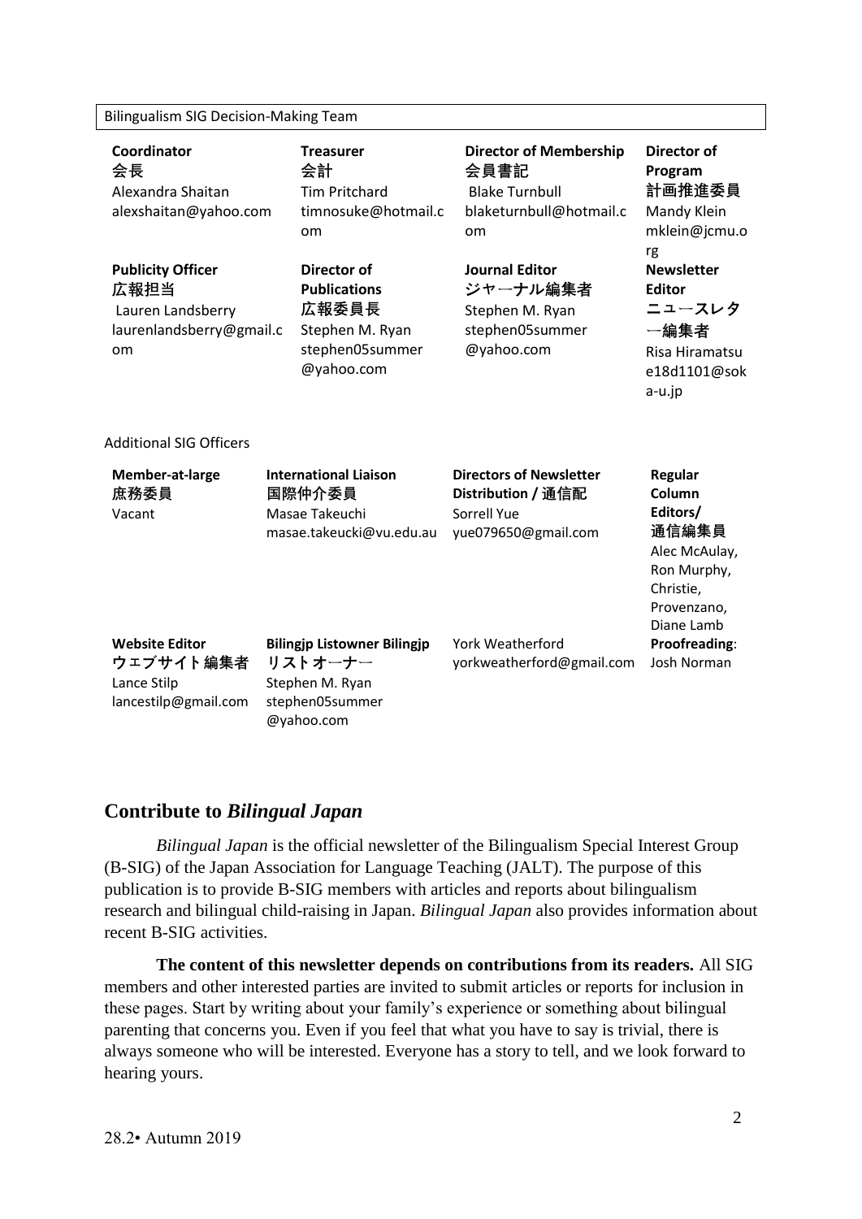Bilingualism SIG Decision-Making Team

| Coordinator 会長 | Treasurer 会計 | Director of Membership 会員書記 | Director of Program 計画推進委員 |
|---|---|---|---|
| Alexandra Shaitan alexshaitan@yahoo.com | Tim Pritchard timnosuke@hotmail.com | Blake Turnbull blaketurnbull@hotmail.com | Mandy Klein mklein@jcmu.org |
| **Publicity Officer 広報担当** | **Director of Publications 広報委員長** | **Journal Editor ジャーナル編集者** | **Newsletter Editor ニュースレター編集者** |
| Lauren Landsberry laurenlandsberry@gmail.com | Stephen M. Ryan stephen05summer@yahoo.com | Stephen M. Ryan stephen05summer@yahoo.com | Risa Hiramatsu e18d1101@soka-u.jp |

Additional SIG Officers

| Member-at-large 庶務委員 | International Liaison 国際仲介委員 | Directors of Newsletter Distribution / 通信配 | Regular Column Editors/ 通信編集員 |
|---|---|---|---|
| Vacant | Masae Takeuchi masae.takeucki@vu.edu.au | Sorrell Yue yue079650@gmail.com | Alec McAulay, Ron Murphy, Christie, Provenzano, Diane Lamb |
| **Website Editor ウェブサイト編集者** | **Bilingjp Listowner Bilingjp リストオーナー** | York Weatherford yorkweatherford@gmail.com | **Proofreading**: Josh Norman |
| Lance Stilp lancestilp@gmail.com | Stephen M. Ryan stephen05summer@yahoo.com | | |

## Contribute to *Bilingual Japan*

*Bilingual Japan* is the official newsletter of the Bilingualism Special Interest Group (B-SIG) of the Japan Association for Language Teaching (JALT). The purpose of this publication is to provide B-SIG members with articles and reports about bilingualism research and bilingual child-raising in Japan. *Bilingual Japan* also provides information about recent B-SIG activities.

**The content of this newsletter depends on contributions from its readers.** All SIG members and other interested parties are invited to submit articles or reports for inclusion in these pages. Start by writing about your family's experience or something about bilingual parenting that concerns you. Even if you feel that what you have to say is trivial, there is always someone who will be interested. Everyone has a story to tell, and we look forward to hearing yours.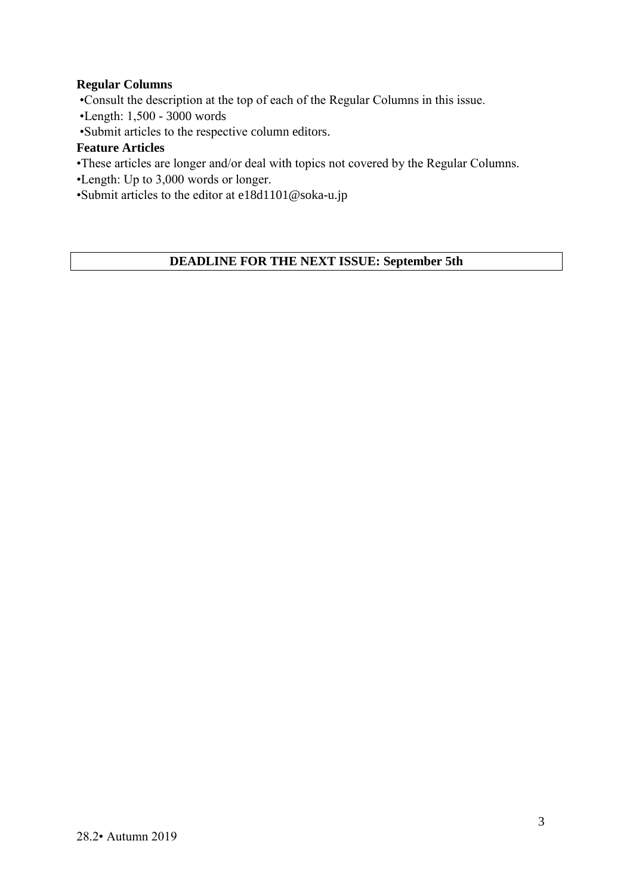**Regular Columns**

•Consult the description at the top of each of the Regular Columns in this issue.

•Length: 1,500 - 3000 words

•Submit articles to the respective column editors.

**Feature Articles**

•These articles are longer and/or deal with topics not covered by the Regular Columns.

•Length: Up to 3,000 words or longer.

•Submit articles to the editor at e18d1101@soka-u.jp

**DEADLINE FOR THE NEXT ISSUE: September 5th**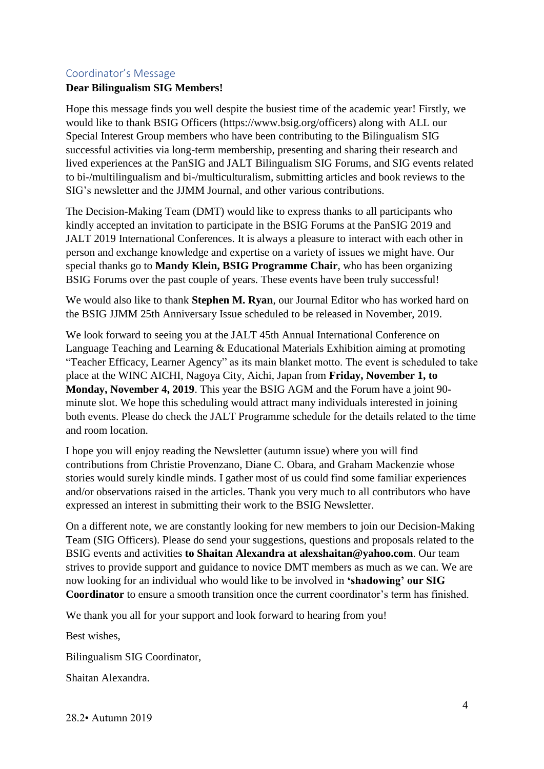## Coordinator's Message

**Dear Bilingualism SIG Members!**

Hope this message finds you well despite the busiest time of the academic year! Firstly, we would like to thank BSIG Officers (https://www.bsig.org/officers) along with ALL our Special Interest Group members who have been contributing to the Bilingualism SIG successful activities via long-term membership, presenting and sharing their research and lived experiences at the PanSIG and JALT Bilingualism SIG Forums, and SIG events related to bi-/multilingualism and bi-/multiculturalism, submitting articles and book reviews to the SIG's newsletter and the JJMM Journal, and other various contributions.

The Decision-Making Team (DMT) would like to express thanks to all participants who kindly accepted an invitation to participate in the BSIG Forums at the PanSIG 2019 and JALT 2019 International Conferences. It is always a pleasure to interact with each other in person and exchange knowledge and expertise on a variety of issues we might have. Our special thanks go to **Mandy Klein, BSIG Programme Chair**, who has been organizing BSIG Forums over the past couple of years. These events have been truly successful!

We would also like to thank **Stephen M. Ryan**, our Journal Editor who has worked hard on the BSIG JJMM 25th Anniversary Issue scheduled to be released in November, 2019.

We look forward to seeing you at the JALT 45th Annual International Conference on Language Teaching and Learning & Educational Materials Exhibition aiming at promoting "Teacher Efficacy, Learner Agency" as its main blanket motto. The event is scheduled to take place at the WINC AICHI, Nagoya City, Aichi, Japan from **Friday, November 1, to Monday, November 4, 2019**. This year the BSIG AGM and the Forum have a joint 90-minute slot. We hope this scheduling would attract many individuals interested in joining both events. Please do check the JALT Programme schedule for the details related to the time and room location.

I hope you will enjoy reading the Newsletter (autumn issue) where you will find contributions from Christie Provenzano, Diane C. Obara, and Graham Mackenzie whose stories would surely kindle minds. I gather most of us could find some familiar experiences and/or observations raised in the articles. Thank you very much to all contributors who have expressed an interest in submitting their work to the BSIG Newsletter.

On a different note, we are constantly looking for new members to join our Decision-Making Team (SIG Officers). Please do send your suggestions, questions and proposals related to the BSIG events and activities **to Shaitan Alexandra at alexshaitan@yahoo.com**. Our team strives to provide support and guidance to novice DMT members as much as we can. We are now looking for an individual who would like to be involved in **'shadowing' our SIG Coordinator** to ensure a smooth transition once the current coordinator's term has finished.

We thank you all for your support and look forward to hearing from you!

Best wishes,

Bilingualism SIG Coordinator,

Shaitan Alexandra.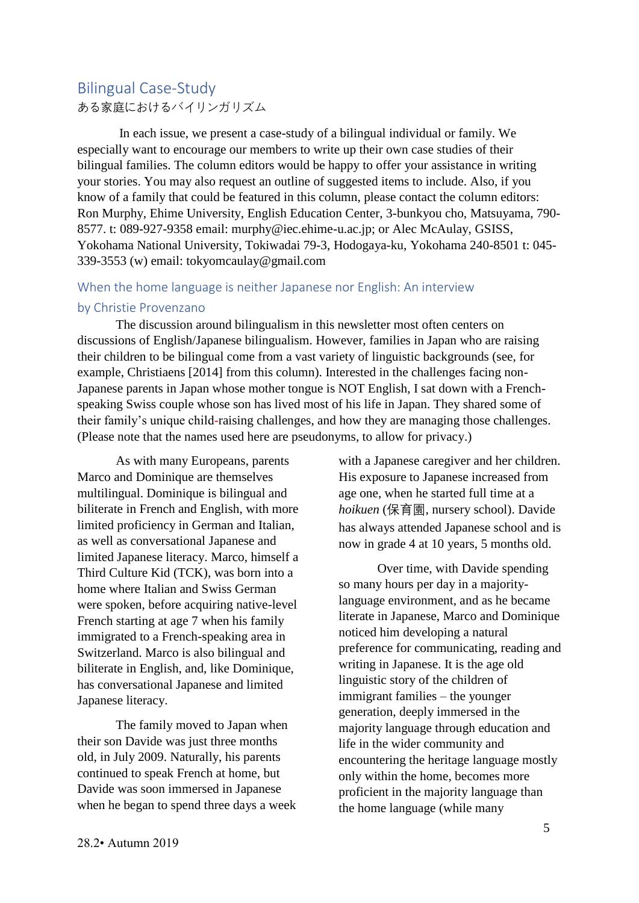## Bilingual Case-Study

ある家庭におけるバイリンガリズム

In each issue, we present a case-study of a bilingual individual or family. We especially want to encourage our members to write up their own case studies of their bilingual families. The column editors would be happy to offer your assistance in writing your stories. You may also request an outline of suggested items to include. Also, if you know of a family that could be featured in this column, please contact the column editors: Ron Murphy, Ehime University, English Education Center, 3-bunkyou cho, Matsuyama, 790-8577. t: 089-927-9358 email: murphy@iec.ehime-u.ac.jp; or Alec McAulay, GSISS, Yokohama National University, Tokiwadai 79-3, Hodogaya-ku, Yokohama 240-8501 t: 045-339-3553 (w) email: tokyomcaulay@gmail.com

### When the home language is neither Japanese nor English: An interview

### by Christie Provenzano

The discussion around bilingualism in this newsletter most often centers on discussions of English/Japanese bilingualism. However, families in Japan who are raising their children to be bilingual come from a vast variety of linguistic backgrounds (see, for example, Christiaens [2014] from this column). Interested in the challenges facing non-Japanese parents in Japan whose mother tongue is NOT English, I sat down with a French-speaking Swiss couple whose son has lived most of his life in Japan. They shared some of their family's unique child-raising challenges, and how they are managing those challenges. (Please note that the names used here are pseudonyms, to allow for privacy.)

As with many Europeans, parents Marco and Dominique are themselves multilingual. Dominique is bilingual and biliterate in French and English, with more limited proficiency in German and Italian, as well as conversational Japanese and limited Japanese literacy. Marco, himself a Third Culture Kid (TCK), was born into a home where Italian and Swiss German were spoken, before acquiring native-level French starting at age 7 when his family immigrated to a French-speaking area in Switzerland. Marco is also bilingual and biliterate in English, and, like Dominique, has conversational Japanese and limited Japanese literacy.

The family moved to Japan when their son Davide was just three months old, in July 2009. Naturally, his parents continued to speak French at home, but Davide was soon immersed in Japanese when he began to spend three days a week with a Japanese caregiver and her children. His exposure to Japanese increased from age one, when he started full time at a *hoikuen* (保育園, nursery school). Davide has always attended Japanese school and is now in grade 4 at 10 years, 5 months old.

Over time, with Davide spending so many hours per day in a majority-language environment, and as he became literate in Japanese, Marco and Dominique noticed him developing a natural preference for communicating, reading and writing in Japanese. It is the age old linguistic story of the children of immigrant families – the younger generation, deeply immersed in the majority language through education and life in the wider community and encountering the heritage language mostly only within the home, becomes more proficient in the majority language than the home language (while many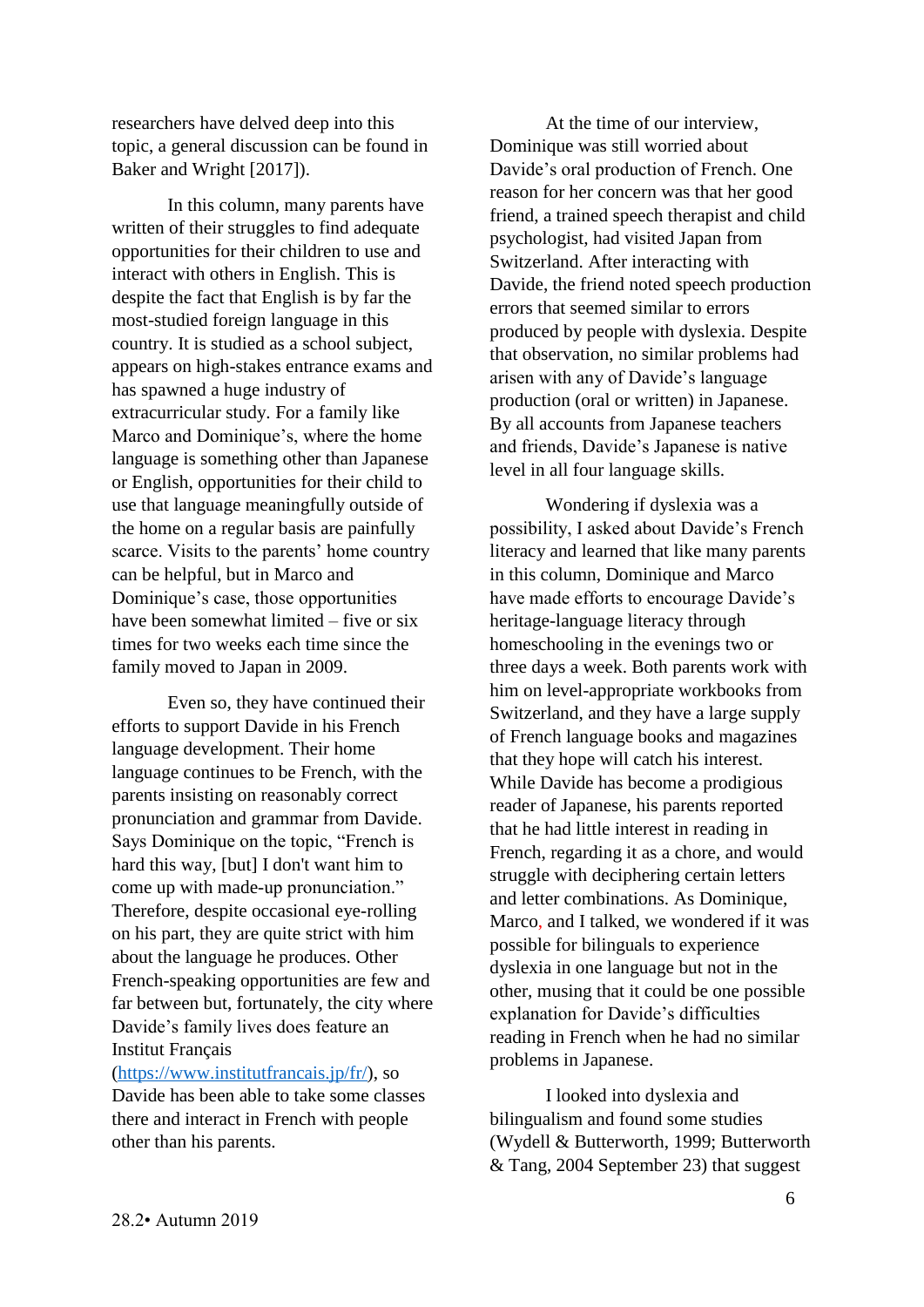researchers have delved deep into this topic, a general discussion can be found in Baker and Wright [2017]).

In this column, many parents have written of their struggles to find adequate opportunities for their children to use and interact with others in English. This is despite the fact that English is by far the most-studied foreign language in this country. It is studied as a school subject, appears on high-stakes entrance exams and has spawned a huge industry of extracurricular study. For a family like Marco and Dominique's, where the home language is something other than Japanese or English, opportunities for their child to use that language meaningfully outside of the home on a regular basis are painfully scarce. Visits to the parents' home country can be helpful, but in Marco and Dominique's case, those opportunities have been somewhat limited – five or six times for two weeks each time since the family moved to Japan in 2009.

Even so, they have continued their efforts to support Davide in his French language development. Their home language continues to be French, with the parents insisting on reasonably correct pronunciation and grammar from Davide. Says Dominique on the topic, "French is hard this way, [but] I don't want him to come up with made-up pronunciation." Therefore, despite occasional eye-rolling on his part, they are quite strict with him about the language he produces. Other French-speaking opportunities are few and far between but, fortunately, the city where Davide's family lives does feature an Institut Français (https://www.institutfrancais.jp/fr/), so Davide has been able to take some classes there and interact in French with people other than his parents.

At the time of our interview, Dominique was still worried about Davide's oral production of French. One reason for her concern was that her good friend, a trained speech therapist and child psychologist, had visited Japan from Switzerland. After interacting with Davide, the friend noted speech production errors that seemed similar to errors produced by people with dyslexia. Despite that observation, no similar problems had arisen with any of Davide's language production (oral or written) in Japanese. By all accounts from Japanese teachers and friends, Davide's Japanese is native level in all four language skills.

Wondering if dyslexia was a possibility, I asked about Davide's French literacy and learned that like many parents in this column, Dominique and Marco have made efforts to encourage Davide's heritage-language literacy through homeschooling in the evenings two or three days a week. Both parents work with him on level-appropriate workbooks from Switzerland, and they have a large supply of French language books and magazines that they hope will catch his interest. While Davide has become a prodigious reader of Japanese, his parents reported that he had little interest in reading in French, regarding it as a chore, and would struggle with deciphering certain letters and letter combinations. As Dominique, Marco, and I talked, we wondered if it was possible for bilinguals to experience dyslexia in one language but not in the other, musing that it could be one possible explanation for Davide's difficulties reading in French when he had no similar problems in Japanese.

I looked into dyslexia and bilingualism and found some studies (Wydell & Butterworth, 1999; Butterworth & Tang, 2004 September 23) that suggest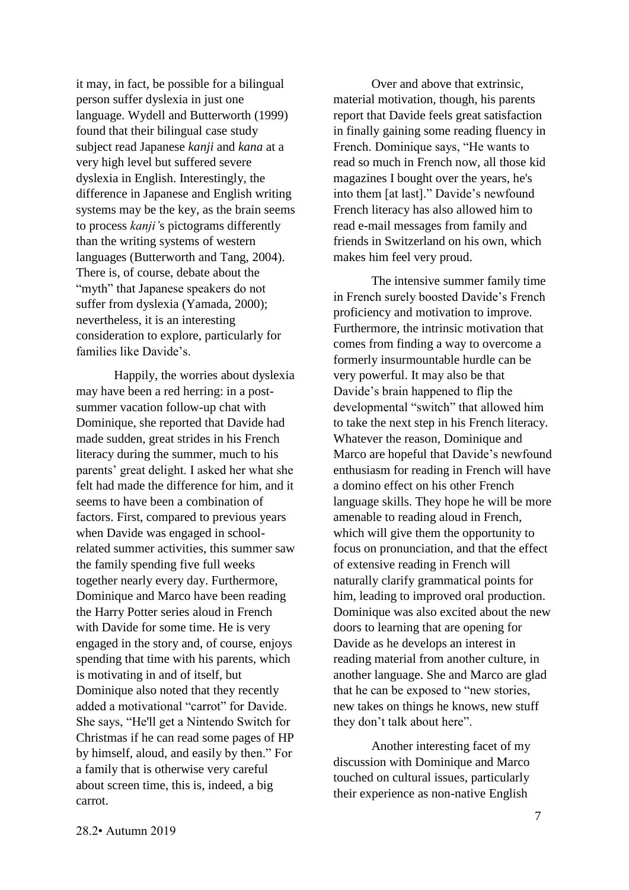it may, in fact, be possible for a bilingual person suffer dyslexia in just one language. Wydell and Butterworth (1999) found that their bilingual case study subject read Japanese *kanji* and *kana* at a very high level but suffered severe dyslexia in English. Interestingly, the difference in Japanese and English writing systems may be the key, as the brain seems to process *kanji'*s pictograms differently than the writing systems of western languages (Butterworth and Tang, 2004). There is, of course, debate about the "myth" that Japanese speakers do not suffer from dyslexia (Yamada, 2000); nevertheless, it is an interesting consideration to explore, particularly for families like Davide's.

Happily, the worries about dyslexia may have been a red herring: in a post-summer vacation follow-up chat with Dominique, she reported that Davide had made sudden, great strides in his French literacy during the summer, much to his parents' great delight. I asked her what she felt had made the difference for him, and it seems to have been a combination of factors. First, compared to previous years when Davide was engaged in school-related summer activities, this summer saw the family spending five full weeks together nearly every day. Furthermore, Dominique and Marco have been reading the Harry Potter series aloud in French with Davide for some time. He is very engaged in the story and, of course, enjoys spending that time with his parents, which is motivating in and of itself, but Dominique also noted that they recently added a motivational "carrot" for Davide. She says, "He'll get a Nintendo Switch for Christmas if he can read some pages of HP by himself, aloud, and easily by then." For a family that is otherwise very careful about screen time, this is, indeed, a big carrot.

Over and above that extrinsic, material motivation, though, his parents report that Davide feels great satisfaction in finally gaining some reading fluency in French. Dominique says, "He wants to read so much in French now, all those kid magazines I bought over the years, he's into them [at last]." Davide's newfound French literacy has also allowed him to read e-mail messages from family and friends in Switzerland on his own, which makes him feel very proud.

The intensive summer family time in French surely boosted Davide's French proficiency and motivation to improve. Furthermore, the intrinsic motivation that comes from finding a way to overcome a formerly insurmountable hurdle can be very powerful. It may also be that Davide's brain happened to flip the developmental "switch" that allowed him to take the next step in his French literacy. Whatever the reason, Dominique and Marco are hopeful that Davide's newfound enthusiasm for reading in French will have a domino effect on his other French language skills. They hope he will be more amenable to reading aloud in French, which will give them the opportunity to focus on pronunciation, and that the effect of extensive reading in French will naturally clarify grammatical points for him, leading to improved oral production. Dominique was also excited about the new doors to learning that are opening for Davide as he develops an interest in reading material from another culture, in another language. She and Marco are glad that he can be exposed to "new stories, new takes on things he knows, new stuff they don't talk about here".

Another interesting facet of my discussion with Dominique and Marco touched on cultural issues, particularly their experience as non-native English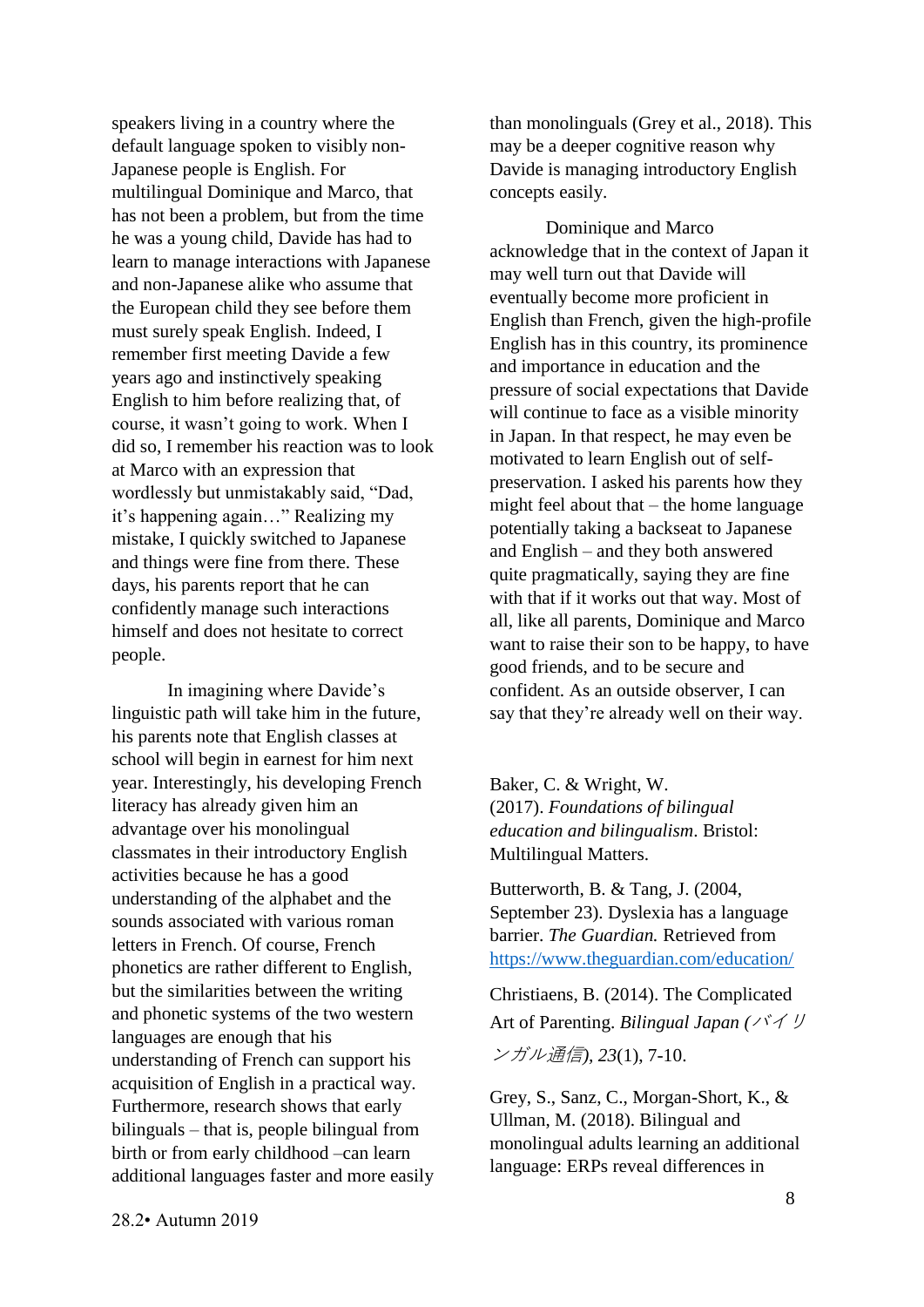speakers living in a country where the default language spoken to visibly non-Japanese people is English. For multilingual Dominique and Marco, that has not been a problem, but from the time he was a young child, Davide has had to learn to manage interactions with Japanese and non-Japanese alike who assume that the European child they see before them must surely speak English. Indeed, I remember first meeting Davide a few years ago and instinctively speaking English to him before realizing that, of course, it wasn't going to work. When I did so, I remember his reaction was to look at Marco with an expression that wordlessly but unmistakably said, "Dad, it's happening again…" Realizing my mistake, I quickly switched to Japanese and things were fine from there. These days, his parents report that he can confidently manage such interactions himself and does not hesitate to correct people.

In imagining where Davide's linguistic path will take him in the future, his parents note that English classes at school will begin in earnest for him next year. Interestingly, his developing French literacy has already given him an advantage over his monolingual classmates in their introductory English activities because he has a good understanding of the alphabet and the sounds associated with various roman letters in French. Of course, French phonetics are rather different to English, but the similarities between the writing and phonetic systems of the two western languages are enough that his understanding of French can support his acquisition of English in a practical way. Furthermore, research shows that early bilinguals – that is, people bilingual from birth or from early childhood –can learn additional languages faster and more easily than monolinguals (Grey et al., 2018). This may be a deeper cognitive reason why Davide is managing introductory English concepts easily.

Dominique and Marco acknowledge that in the context of Japan it may well turn out that Davide will eventually become more proficient in English than French, given the high-profile English has in this country, its prominence and importance in education and the pressure of social expectations that Davide will continue to face as a visible minority in Japan. In that respect, he may even be motivated to learn English out of self-preservation. I asked his parents how they might feel about that – the home language potentially taking a backseat to Japanese and English – and they both answered quite pragmatically, saying they are fine with that if it works out that way. Most of all, like all parents, Dominique and Marco want to raise their son to be happy, to have good friends, and to be secure and confident. As an outside observer, I can say that they're already well on their way.

Baker, C. & Wright, W. (2017). *Foundations of bilingual education and bilingualism*. Bristol: Multilingual Matters.

Butterworth, B. & Tang, J. (2004, September 23). Dyslexia has a language barrier. *The Guardian.* Retrieved from https://www.theguardian.com/education/

Christiaens, B. (2014). The Complicated Art of Parenting. *Bilingual Japan (バイリンガル通信), 23*(1), 7-10.

Grey, S., Sanz, C., Morgan-Short, K., & Ullman, M. (2018). Bilingual and monolingual adults learning an additional language: ERPs reveal differences in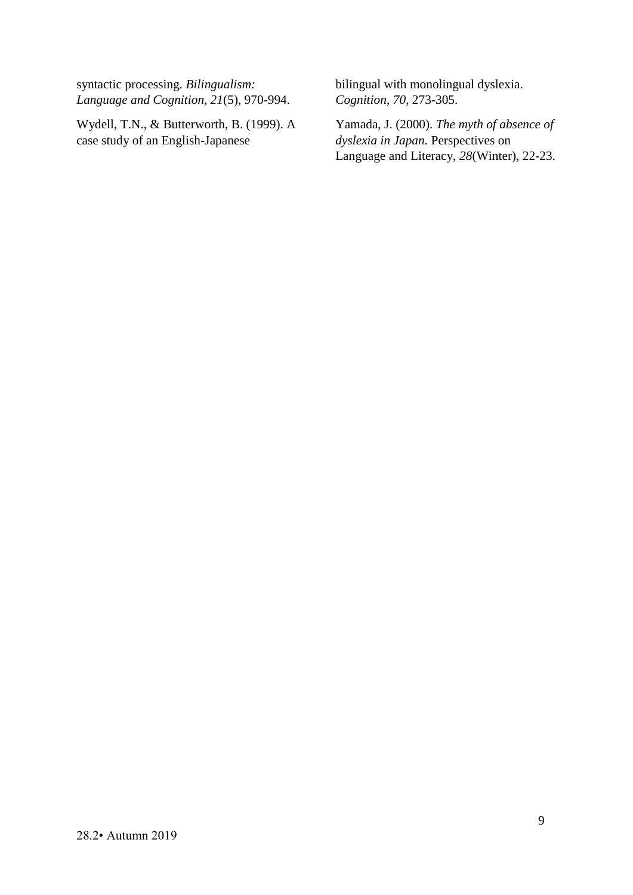syntactic processing. *Bilingualism: Language and Cognition, 21*(5), 970-994.

Wydell, T.N., & Butterworth, B. (1999). A case study of an English-Japanese bilingual with monolingual dyslexia. *Cognition*, *70*, 273-305.

Yamada, J. (2000). *The myth of absence of dyslexia in Japan.* Perspectives on Language and Literacy, *28*(Winter), 22-23.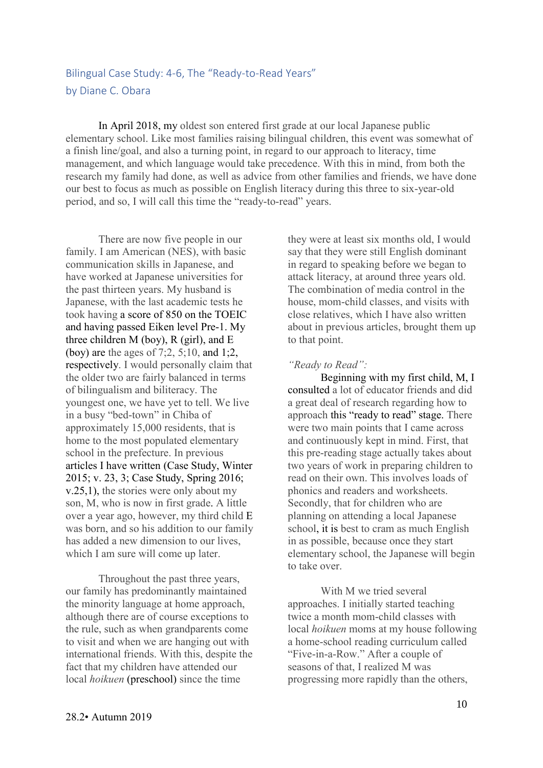## Bilingual Case Study: 4-6, The "Ready-to-Read Years"
### by Diane C. Obara

In April 2018, my oldest son entered first grade at our local Japanese public elementary school. Like most families raising bilingual children, this event was somewhat of a finish line/goal, and also a turning point, in regard to our approach to literacy, time management, and which language would take precedence. With this in mind, from both the research my family had done, as well as advice from other families and friends, we have done our best to focus as much as possible on English literacy during this three to six-year-old period, and so, I will call this time the "ready-to-read" years.

There are now five people in our family. I am American (NES), with basic communication skills in Japanese, and have worked at Japanese universities for the past thirteen years. My husband is Japanese, with the last academic tests he took having a score of 850 on the TOEIC and having passed Eiken level Pre-1. My three children M (boy), R (girl), and E (boy) are the ages of 7;2, 5;10, and 1;2, respectively. I would personally claim that the older two are fairly balanced in terms of bilingualism and biliteracy. The youngest one, we have yet to tell. We live in a busy "bed-town" in Chiba of approximately 15,000 residents, that is home to the most populated elementary school in the prefecture. In previous articles I have written (Case Study, Winter 2015; v. 23, 3; Case Study, Spring 2016; v.25,1), the stories were only about my son, M, who is now in first grade. A little over a year ago, however, my third child E was born, and so his addition to our family has added a new dimension to our lives, which I am sure will come up later.

Throughout the past three years, our family has predominantly maintained the minority language at home approach, although there are of course exceptions to the rule, such as when grandparents come to visit and when we are hanging out with international friends. With this, despite the fact that my children have attended our local *hoikuen* (preschool) since the time they were at least six months old, I would say that they were still English dominant in regard to speaking before we began to attack literacy, at around three years old. The combination of media control in the house, mom-child classes, and visits with close relatives, which I have also written about in previous articles, brought them up to that point.

*"Ready to Read":*

Beginning with my first child, M, I consulted a lot of educator friends and did a great deal of research regarding how to approach this "ready to read" stage. There were two main points that I came across and continuously kept in mind. First, that this pre-reading stage actually takes about two years of work in preparing children to read on their own. This involves loads of phonics and readers and worksheets. Secondly, that for children who are planning on attending a local Japanese school, it is best to cram as much English in as possible, because once they start elementary school, the Japanese will begin to take over.

With M we tried several approaches. I initially started teaching twice a month mom-child classes with local *hoikuen* moms at my house following a home-school reading curriculum called "Five-in-a-Row." After a couple of seasons of that, I realized M was progressing more rapidly than the others,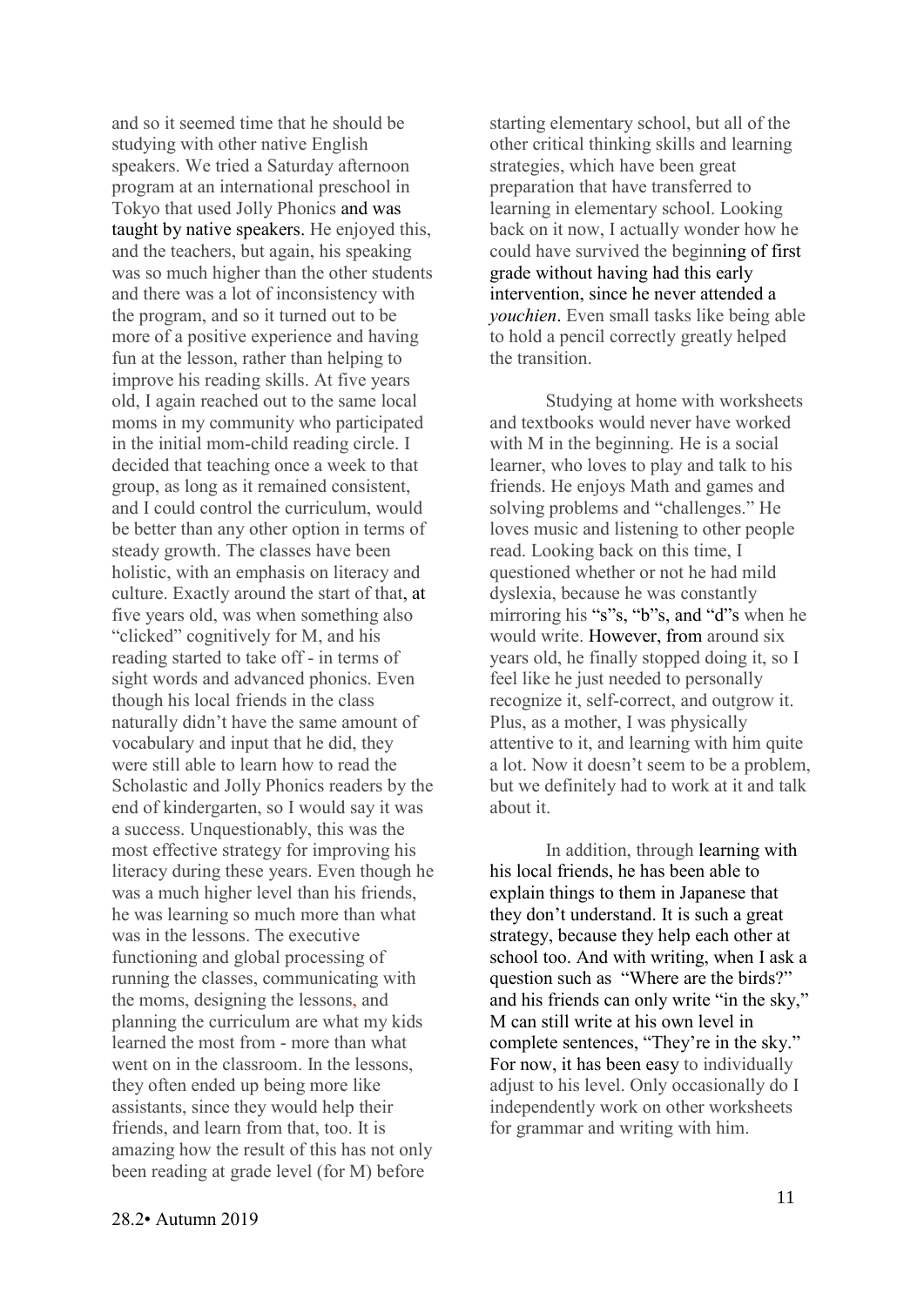and so it seemed time that he should be studying with other native English speakers. We tried a Saturday afternoon program at an international preschool in Tokyo that used Jolly Phonics and was taught by native speakers. He enjoyed this, and the teachers, but again, his speaking was so much higher than the other students and there was a lot of inconsistency with the program, and so it turned out to be more of a positive experience and having fun at the lesson, rather than helping to improve his reading skills. At five years old, I again reached out to the same local moms in my community who participated in the initial mom-child reading circle. I decided that teaching once a week to that group, as long as it remained consistent, and I could control the curriculum, would be better than any other option in terms of steady growth. The classes have been holistic, with an emphasis on literacy and culture. Exactly around the start of that, at five years old, was when something also "clicked" cognitively for M, and his reading started to take off - in terms of sight words and advanced phonics. Even though his local friends in the class naturally didn't have the same amount of vocabulary and input that he did, they were still able to learn how to read the Scholastic and Jolly Phonics readers by the end of kindergarten, so I would say it was a success. Unquestionably, this was the most effective strategy for improving his literacy during these years. Even though he was a much higher level than his friends, he was learning so much more than what was in the lessons. The executive functioning and global processing of running the classes, communicating with the moms, designing the lessons, and planning the curriculum are what my kids learned the most from - more than what went on in the classroom. In the lessons, they often ended up being more like assistants, since they would help their friends, and learn from that, too. It is amazing how the result of this has not only been reading at grade level (for M) before starting elementary school, but all of the other critical thinking skills and learning strategies, which have been great preparation that have transferred to learning in elementary school. Looking back on it now, I actually wonder how he could have survived the beginning of first grade without having had this early intervention, since he never attended a *youchien*. Even small tasks like being able to hold a pencil correctly greatly helped the transition.

Studying at home with worksheets and textbooks would never have worked with M in the beginning. He is a social learner, who loves to play and talk to his friends. He enjoys Math and games and solving problems and "challenges." He loves music and listening to other people read. Looking back on this time, I questioned whether or not he had mild dyslexia, because he was constantly mirroring his "s"s, "b"s, and "d"s when he would write. However, from around six years old, he finally stopped doing it, so I feel like he just needed to personally recognize it, self-correct, and outgrow it. Plus, as a mother, I was physically attentive to it, and learning with him quite a lot. Now it doesn't seem to be a problem, but we definitely had to work at it and talk about it.

In addition, through learning with his local friends, he has been able to explain things to them in Japanese that they don't understand. It is such a great strategy, because they help each other at school too. And with writing, when I ask a question such as "Where are the birds?" and his friends can only write "in the sky," M can still write at his own level in complete sentences, "They're in the sky." For now, it has been easy to individually adjust to his level. Only occasionally do I independently work on other worksheets for grammar and writing with him.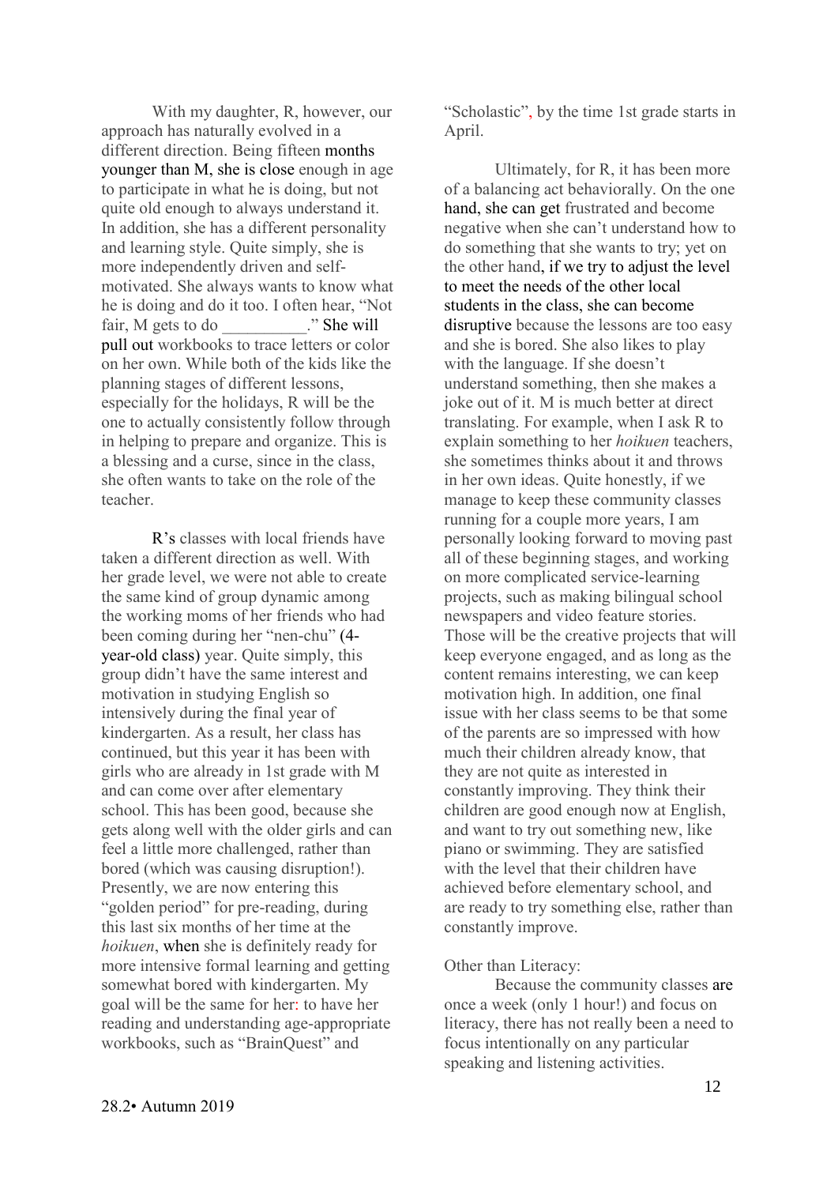With my daughter, R, however, our approach has naturally evolved in a different direction. Being fifteen months younger than M, she is close enough in age to participate in what he is doing, but not quite old enough to always understand it. In addition, she has a different personality and learning style. Quite simply, she is more independently driven and self-motivated. She always wants to know what he is doing and do it too. I often hear, "Not fair, M gets to do __________." She will pull out workbooks to trace letters or color on her own. While both of the kids like the planning stages of different lessons, especially for the holidays, R will be the one to actually consistently follow through in helping to prepare and organize. This is a blessing and a curse, since in the class, she often wants to take on the role of the teacher.

R's classes with local friends have taken a different direction as well. With her grade level, we were not able to create the same kind of group dynamic among the working moms of her friends who had been coming during her "nen-chu" (4-year-old class) year. Quite simply, this group didn't have the same interest and motivation in studying English so intensively during the final year of kindergarten. As a result, her class has continued, but this year it has been with girls who are already in 1st grade with M and can come over after elementary school. This has been good, because she gets along well with the older girls and can feel a little more challenged, rather than bored (which was causing disruption!). Presently, we are now entering this "golden period" for pre-reading, during this last six months of her time at the *hoikuen*, when she is definitely ready for more intensive formal learning and getting somewhat bored with kindergarten. My goal will be the same for her: to have her reading and understanding age-appropriate workbooks, such as "BrainQuest" and "Scholastic", by the time 1st grade starts in April.

Ultimately, for R, it has been more of a balancing act behaviorally. On the one hand, she can get frustrated and become negative when she can't understand how to do something that she wants to try; yet on the other hand, if we try to adjust the level to meet the needs of the other local students in the class, she can become disruptive because the lessons are too easy and she is bored. She also likes to play with the language. If she doesn't understand something, then she makes a joke out of it. M is much better at direct translating. For example, when I ask R to explain something to her *hoikuen* teachers, she sometimes thinks about it and throws in her own ideas. Quite honestly, if we manage to keep these community classes running for a couple more years, I am personally looking forward to moving past all of these beginning stages, and working on more complicated service-learning projects, such as making bilingual school newspapers and video feature stories. Those will be the creative projects that will keep everyone engaged, and as long as the content remains interesting, we can keep motivation high. In addition, one final issue with her class seems to be that some of the parents are so impressed with how much their children already know, that they are not quite as interested in constantly improving. They think their children are good enough now at English, and want to try out something new, like piano or swimming. They are satisfied with the level that their children have achieved before elementary school, and are ready to try something else, rather than constantly improve.

Other than Literacy:

Because the community classes are once a week (only 1 hour!) and focus on literacy, there has not really been a need to focus intentionally on any particular speaking and listening activities.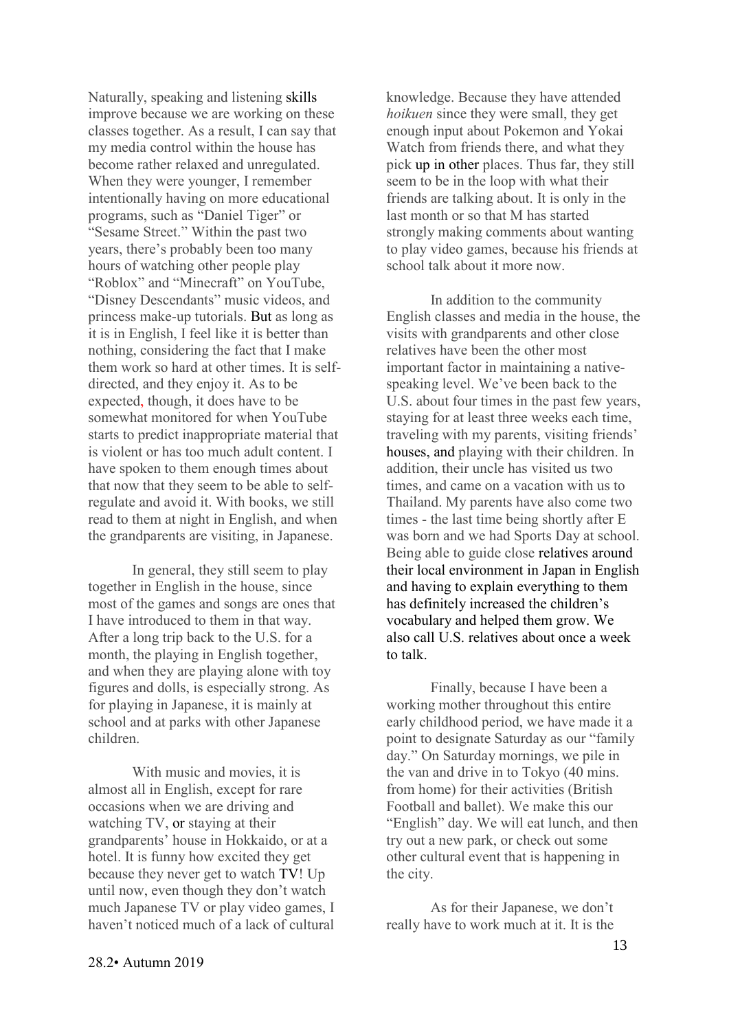Naturally, speaking and listening skills improve because we are working on these classes together. As a result, I can say that my media control within the house has become rather relaxed and unregulated. When they were younger, I remember intentionally having on more educational programs, such as "Daniel Tiger" or "Sesame Street." Within the past two years, there's probably been too many hours of watching other people play "Roblox" and "Minecraft" on YouTube, "Disney Descendants" music videos, and princess make-up tutorials. But as long as it is in English, I feel like it is better than nothing, considering the fact that I make them work so hard at other times. It is self-directed, and they enjoy it. As to be expected, though, it does have to be somewhat monitored for when YouTube starts to predict inappropriate material that is violent or has too much adult content. I have spoken to them enough times about that now that they seem to be able to self-regulate and avoid it. With books, we still read to them at night in English, and when the grandparents are visiting, in Japanese.

In general, they still seem to play together in English in the house, since most of the games and songs are ones that I have introduced to them in that way. After a long trip back to the U.S. for a month, the playing in English together, and when they are playing alone with toy figures and dolls, is especially strong. As for playing in Japanese, it is mainly at school and at parks with other Japanese children.

With music and movies, it is almost all in English, except for rare occasions when we are driving and watching TV, or staying at their grandparents' house in Hokkaido, or at a hotel. It is funny how excited they get because they never get to watch TV! Up until now, even though they don't watch much Japanese TV or play video games, I haven't noticed much of a lack of cultural knowledge. Because they have attended *hoikuen* since they were small, they get enough input about Pokemon and Yokai Watch from friends there, and what they pick up in other places. Thus far, they still seem to be in the loop with what their friends are talking about. It is only in the last month or so that M has started strongly making comments about wanting to play video games, because his friends at school talk about it more now.

In addition to the community English classes and media in the house, the visits with grandparents and other close relatives have been the other most important factor in maintaining a native-speaking level. We've been back to the U.S. about four times in the past few years, staying for at least three weeks each time, traveling with my parents, visiting friends' houses, and playing with their children. In addition, their uncle has visited us two times, and came on a vacation with us to Thailand. My parents have also come two times - the last time being shortly after E was born and we had Sports Day at school. Being able to guide close relatives around their local environment in Japan in English and having to explain everything to them has definitely increased the children's vocabulary and helped them grow. We also call U.S. relatives about once a week to talk.

Finally, because I have been a working mother throughout this entire early childhood period, we have made it a point to designate Saturday as our "family day." On Saturday mornings, we pile in the van and drive in to Tokyo (40 mins. from home) for their activities (British Football and ballet). We make this our "English" day. We will eat lunch, and then try out a new park, or check out some other cultural event that is happening in the city.

As for their Japanese, we don't really have to work much at it. It is the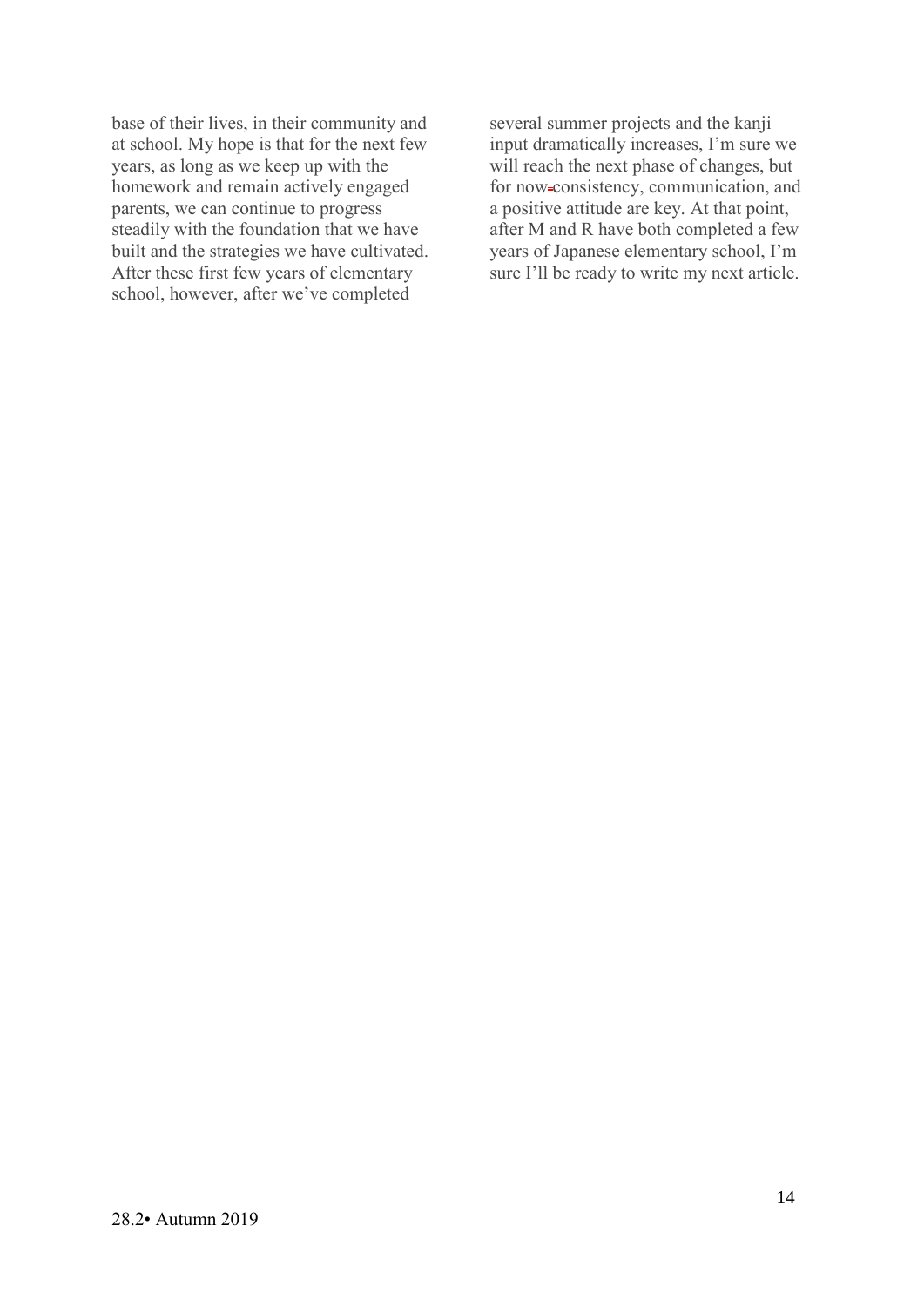base of their lives, in their community and at school. My hope is that for the next few years, as long as we keep up with the homework and remain actively engaged parents, we can continue to progress steadily with the foundation that we have built and the strategies we have cultivated. After these first few years of elementary school, however, after we've completed several summer projects and the kanji input dramatically increases, I'm sure we will reach the next phase of changes, but for now consistency, communication, and a positive attitude are key. At that point, after M and R have both completed a few years of Japanese elementary school, I'm sure I'll be ready to write my next article.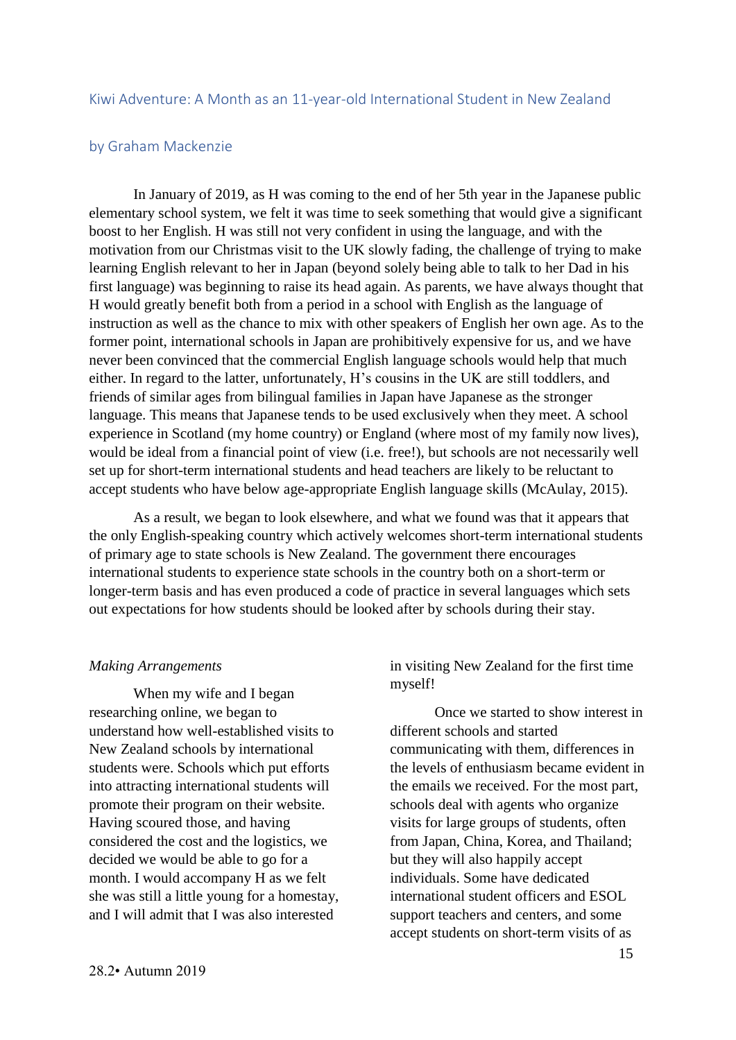## Kiwi Adventure: A Month as an 11-year-old International Student in New Zealand

### by Graham Mackenzie

In January of 2019, as H was coming to the end of her 5th year in the Japanese public elementary school system, we felt it was time to seek something that would give a significant boost to her English. H was still not very confident in using the language, and with the motivation from our Christmas visit to the UK slowly fading, the challenge of trying to make learning English relevant to her in Japan (beyond solely being able to talk to her Dad in his first language) was beginning to raise its head again. As parents, we have always thought that H would greatly benefit both from a period in a school with English as the language of instruction as well as the chance to mix with other speakers of English her own age. As to the former point, international schools in Japan are prohibitively expensive for us, and we have never been convinced that the commercial English language schools would help that much either. In regard to the latter, unfortunately, H's cousins in the UK are still toddlers, and friends of similar ages from bilingual families in Japan have Japanese as the stronger language. This means that Japanese tends to be used exclusively when they meet. A school experience in Scotland (my home country) or England (where most of my family now lives), would be ideal from a financial point of view (i.e. free!), but schools are not necessarily well set up for short-term international students and head teachers are likely to be reluctant to accept students who have below age-appropriate English language skills (McAulay, 2015).

As a result, we began to look elsewhere, and what we found was that it appears that the only English-speaking country which actively welcomes short-term international students of primary age to state schools is New Zealand. The government there encourages international students to experience state schools in the country both on a short-term or longer-term basis and has even produced a code of practice in several languages which sets out expectations for how students should be looked after by schools during their stay.

*Making Arrangements*

When my wife and I began researching online, we began to understand how well-established visits to New Zealand schools by international students were. Schools which put efforts into attracting international students will promote their program on their website. Having scoured those, and having considered the cost and the logistics, we decided we would be able to go for a month. I would accompany H as we felt she was still a little young for a homestay, and I will admit that I was also interested in visiting New Zealand for the first time myself!

Once we started to show interest in different schools and started communicating with them, differences in the levels of enthusiasm became evident in the emails we received. For the most part, schools deal with agents who organize visits for large groups of students, often from Japan, China, Korea, and Thailand; but they will also happily accept individuals. Some have dedicated international student officers and ESOL support teachers and centers, and some accept students on short-term visits of as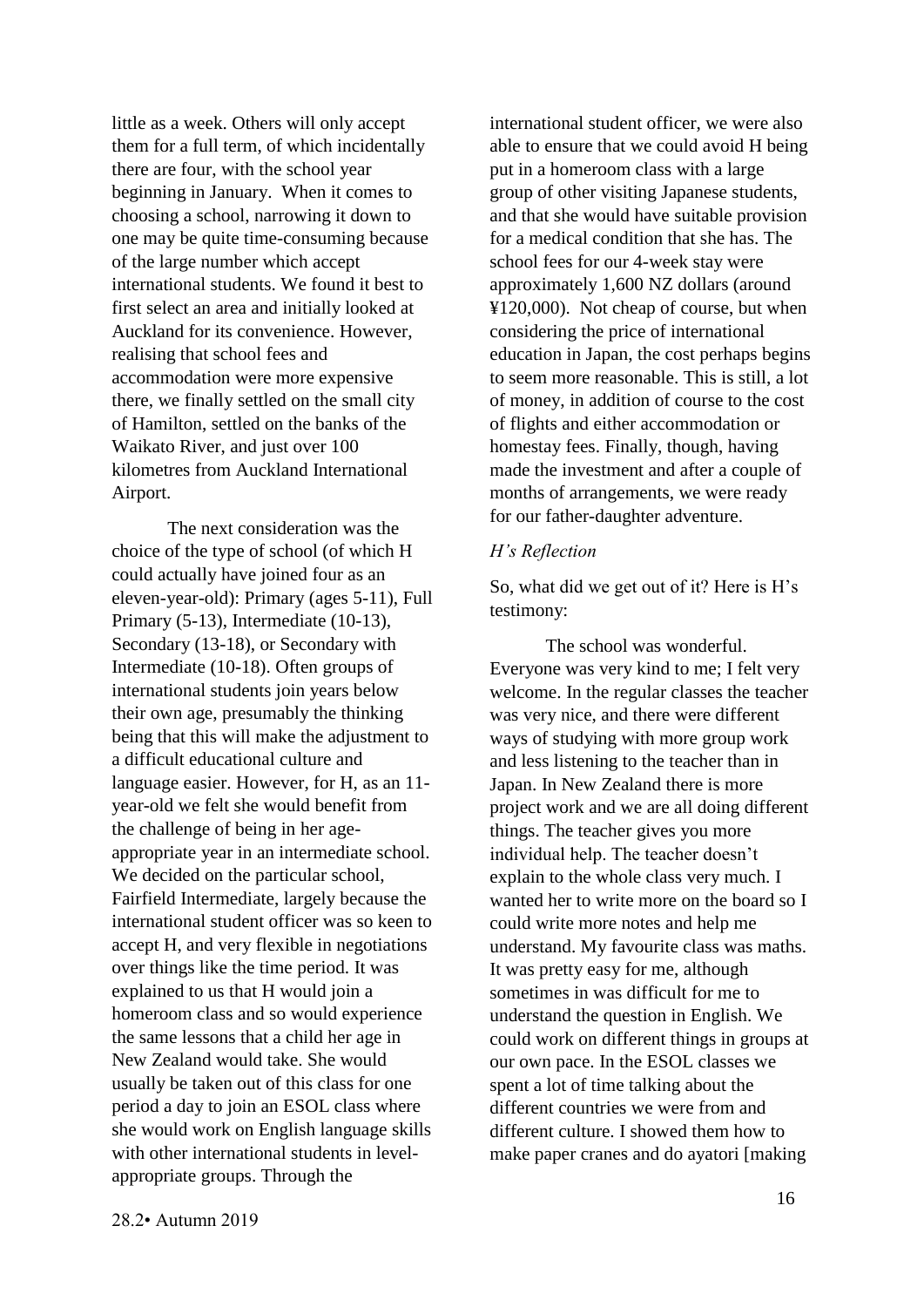little as a week. Others will only accept them for a full term, of which incidentally there are four, with the school year beginning in January. When it comes to choosing a school, narrowing it down to one may be quite time-consuming because of the large number which accept international students. We found it best to first select an area and initially looked at Auckland for its convenience. However, realising that school fees and accommodation were more expensive there, we finally settled on the small city of Hamilton, settled on the banks of the Waikato River, and just over 100 kilometres from Auckland International Airport.

The next consideration was the choice of the type of school (of which H could actually have joined four as an eleven-year-old): Primary (ages 5-11), Full Primary (5-13), Intermediate (10-13), Secondary (13-18), or Secondary with Intermediate (10-18). Often groups of international students join years below their own age, presumably the thinking being that this will make the adjustment to a difficult educational culture and language easier. However, for H, as an 11-year-old we felt she would benefit from the challenge of being in her age-appropriate year in an intermediate school. We decided on the particular school, Fairfield Intermediate, largely because the international student officer was so keen to accept H, and very flexible in negotiations over things like the time period. It was explained to us that H would join a homeroom class and so would experience the same lessons that a child her age in New Zealand would take. She would usually be taken out of this class for one period a day to join an ESOL class where she would work on English language skills with other international students in level-appropriate groups. Through the international student officer, we were also able to ensure that we could avoid H being put in a homeroom class with a large group of other visiting Japanese students, and that she would have suitable provision for a medical condition that she has. The school fees for our 4-week stay were approximately 1,600 NZ dollars (around ¥120,000). Not cheap of course, but when considering the price of international education in Japan, the cost perhaps begins to seem more reasonable. This is still, a lot of money, in addition of course to the cost of flights and either accommodation or homestay fees. Finally, though, having made the investment and after a couple of months of arrangements, we were ready for our father-daughter adventure.

### *H's Reflection*

So, what did we get out of it? Here is H's testimony:

The school was wonderful. Everyone was very kind to me; I felt very welcome. In the regular classes the teacher was very nice, and there were different ways of studying with more group work and less listening to the teacher than in Japan. In New Zealand there is more project work and we are all doing different things. The teacher gives you more individual help. The teacher doesn't explain to the whole class very much. I wanted her to write more on the board so I could write more notes and help me understand. My favourite class was maths. It was pretty easy for me, although sometimes in was difficult for me to understand the question in English. We could work on different things in groups at our own pace. In the ESOL classes we spent a lot of time talking about the different countries we were from and different culture. I showed them how to make paper cranes and do ayatori [making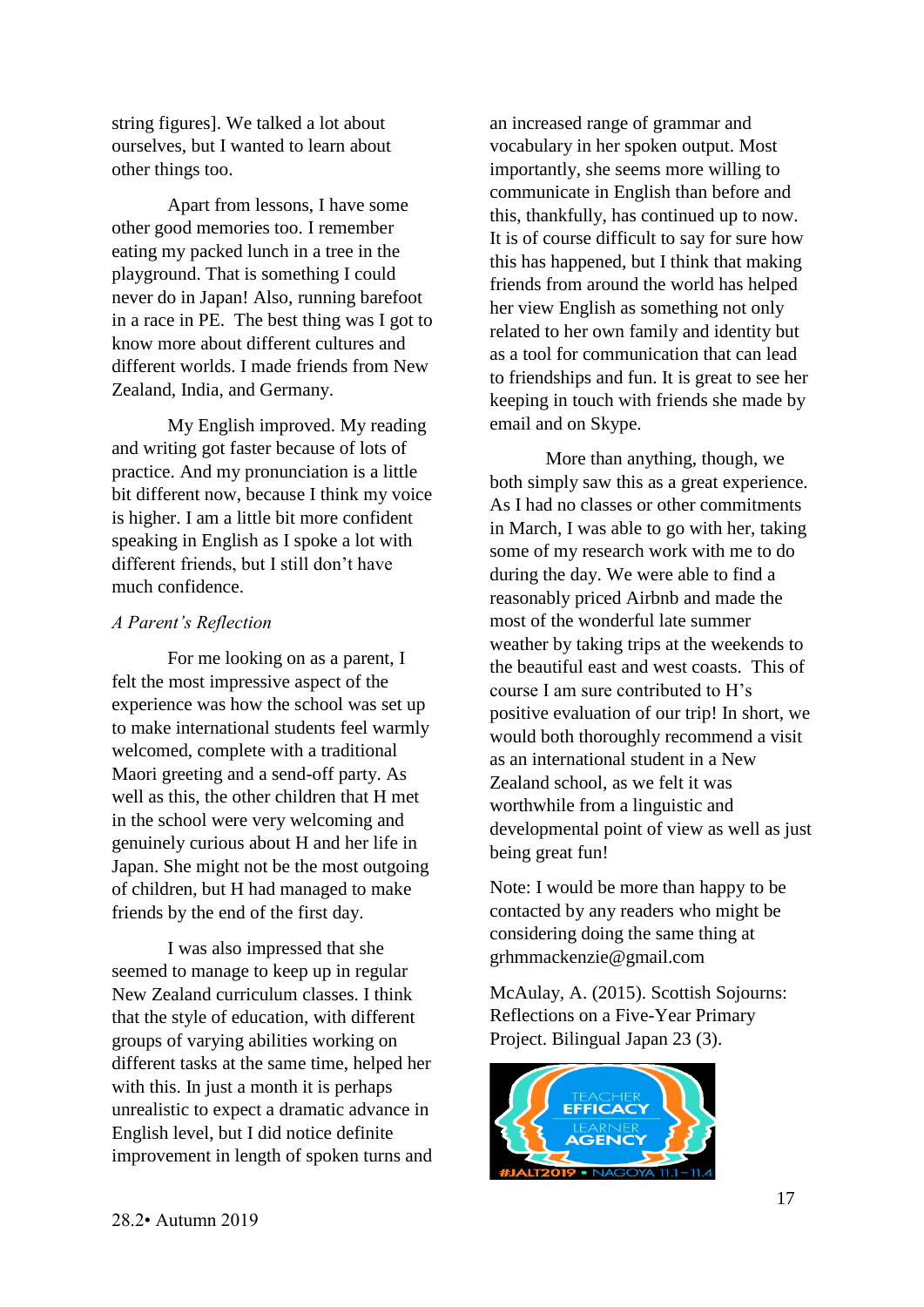string figures]. We talked a lot about ourselves, but I wanted to learn about other things too.

Apart from lessons, I have some other good memories too. I remember eating my packed lunch in a tree in the playground. That is something I could never do in Japan! Also, running barefoot in a race in PE. The best thing was I got to know more about different cultures and different worlds. I made friends from New Zealand, India, and Germany.

My English improved. My reading and writing got faster because of lots of practice. And my pronunciation is a little bit different now, because I think my voice is higher. I am a little bit more confident speaking in English as I spoke a lot with different friends, but I still don't have much confidence.

*A Parent's Reflection*

For me looking on as a parent, I felt the most impressive aspect of the experience was how the school was set up to make international students feel warmly welcomed, complete with a traditional Maori greeting and a send-off party. As well as this, the other children that H met in the school were very welcoming and genuinely curious about H and her life in Japan. She might not be the most outgoing of children, but H had managed to make friends by the end of the first day.

I was also impressed that she seemed to manage to keep up in regular New Zealand curriculum classes. I think that the style of education, with different groups of varying abilities working on different tasks at the same time, helped her with this. In just a month it is perhaps unrealistic to expect a dramatic advance in English level, but I did notice definite improvement in length of spoken turns and an increased range of grammar and vocabulary in her spoken output. Most importantly, she seems more willing to communicate in English than before and this, thankfully, has continued up to now. It is of course difficult to say for sure how this has happened, but I think that making friends from around the world has helped her view English as something not only related to her own family and identity but as a tool for communication that can lead to friendships and fun. It is great to see her keeping in touch with friends she made by email and on Skype.

More than anything, though, we both simply saw this as a great experience. As I had no classes or other commitments in March, I was able to go with her, taking some of my research work with me to do during the day. We were able to find a reasonably priced Airbnb and made the most of the wonderful late summer weather by taking trips at the weekends to the beautiful east and west coasts. This of course I am sure contributed to H's positive evaluation of our trip! In short, we would both thoroughly recommend a visit as an international student in a New Zealand school, as we felt it was worthwhile from a linguistic and developmental point of view as well as just being great fun!

Note: I would be more than happy to be contacted by any readers who might be considering doing the same thing at grhmmackenzie@gmail.com

McAulay, A. (2015). Scottish Sojourns: Reflections on a Five-Year Primary Project. Bilingual Japan 23 (3).

TEACHER EFFICACY LEARNER AGENCY
#JALT2019 • NAGOYA 11.1 – 11.4